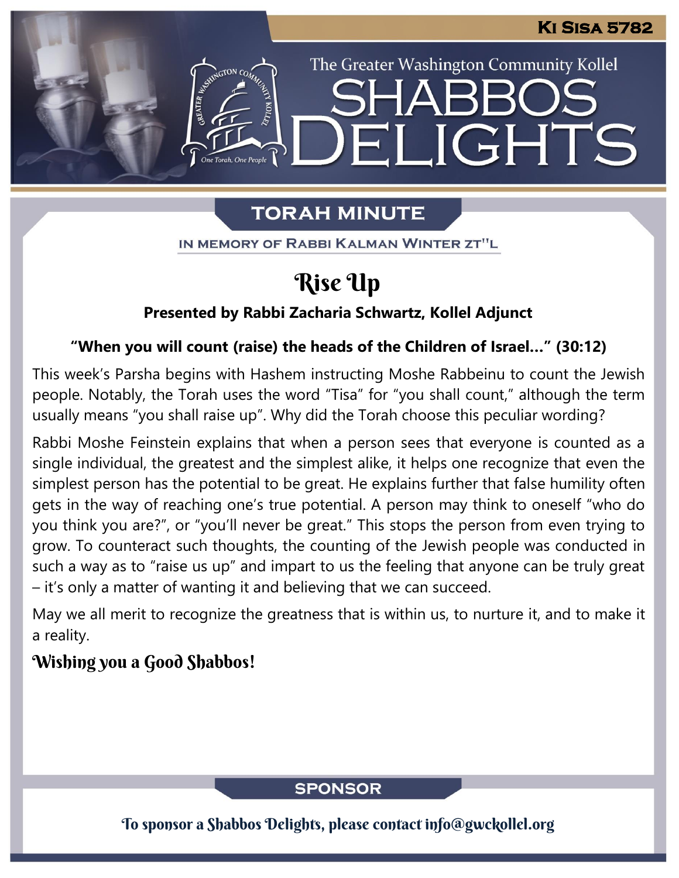Ki Sisa 5782

The Greater Washington Community Kollel

# Shabbos Delights

## Torah Minute

In memory of Rabbi Kalman Winter zt"l

# Rise Up

**Presented by Rabbi Zacharia Schwartz, Kollel Adjunct**

**"When you will count (raise) the heads of the Children of Israel…" (30:12)**

This week's Parsha begins with Hashem instructing Moshe Rabbeinu to count the Jewish people. Notably, the Torah uses the word "Tisa" for "you shall count," although the term usually means "you shall raise up". Why did the Torah choose this peculiar wording?

Rabbi Moshe Feinstein explains that when a person sees that everyone is counted as a single individual, the greatest and the simplest alike, it helps one recognize that even the simplest person has the potential to be great. He explains further that false humility often gets in the way of reaching one's true potential. A person may think to oneself "who do you think you are?", or "you'll never be great." This stops the person from even trying to grow. To counteract such thoughts, the counting of the Jewish people was conducted in such a way as to "raise us up" and impart to us the feeling that anyone can be truly great – it's only a matter of wanting it and believing that we can succeed.

May we all merit to recognize the greatness that is within us, to nurture it, and to make it a reality.

**Wishing you a Good Shabbos!**

## Sponsor

To sponsor a Shabbos Delights, please contact info@gwckollel.org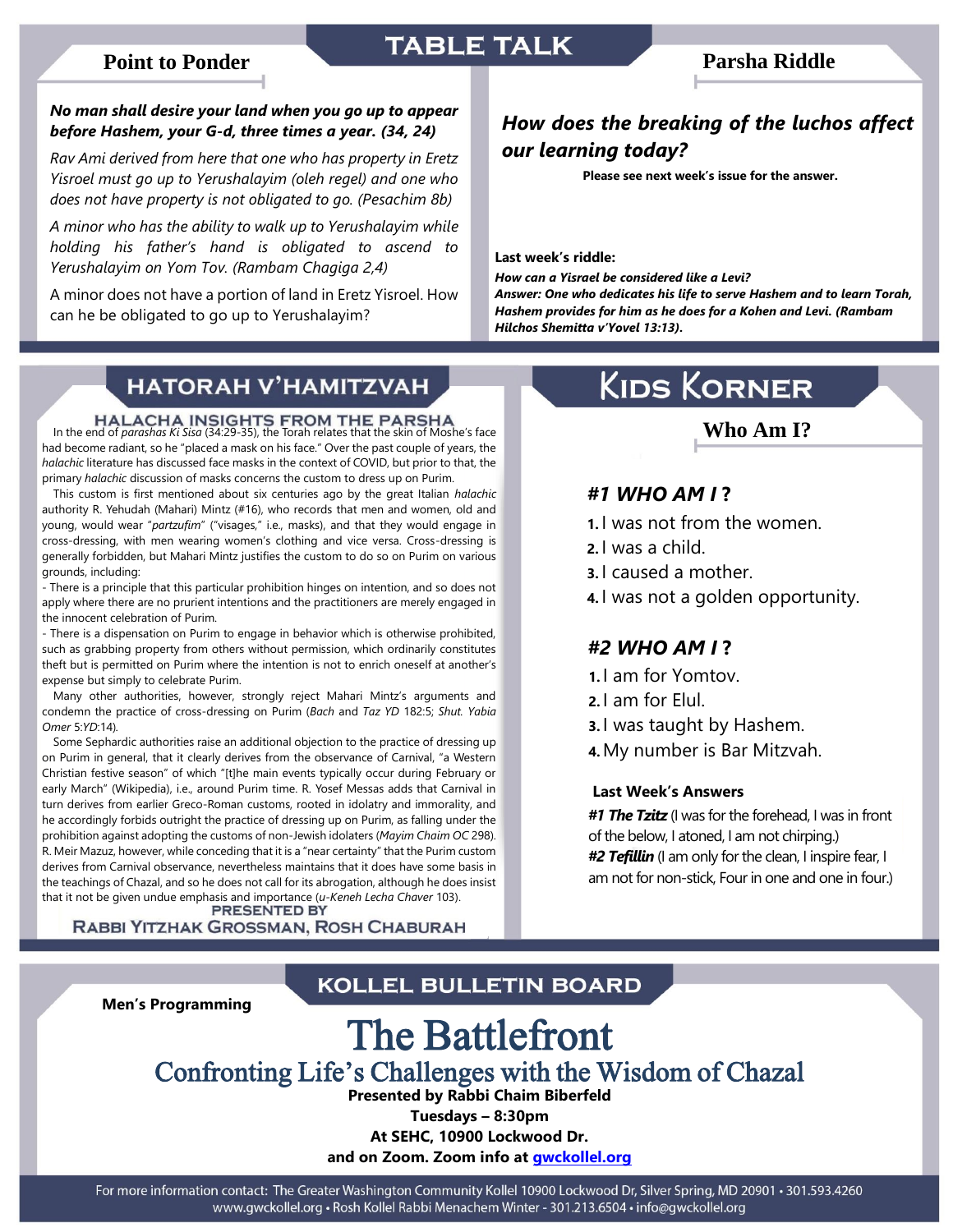# TABLE TALK

## Point to Ponder

***No man shall desire your land when you go up to appear before Hashem, your G-d, three times a year. (34, 24)***

*Rav Ami derived from here that one who has property in Eretz Yisroel must go up to Yerushalayim (oleh regel) and one who does not have property is not obligated to go. (Pesachim 8b)*

*A minor who has the ability to walk up to Yerushalayim while holding his father's hand is obligated to ascend to Yerushalayim on Yom Tov. (Rambam Chagiga 2,4)*

A minor does not have a portion of land in Eretz Yisroel. How can he be obligated to go up to Yerushalayim?

## Parsha Riddle

***How does the breaking of the luchos affect our learning today?***

**Please see next week's issue for the answer.**

**Last week's riddle:**

***How can a Yisrael be considered like a Levi?***

***Answer: One who dedicates his life to serve Hashem and to learn Torah, Hashem provides for him as he does for a Kohen and Levi. (Rambam Hilchos Shemitta v'Yovel 13:13).***

# HATORAH V'HAMITZVAH

## HALACHA INSIGHTS FROM THE PARSHA

In the end of *parashas Ki Sisa* (34:29-35), the Torah relates that the skin of Moshe's face had become radiant, so he "placed a mask on his face." Over the past couple of years, the *halachic* literature has discussed face masks in the context of COVID, but prior to that, the primary *halachic* discussion of masks concerns the custom to dress up on Purim.

This custom is first mentioned about six centuries ago by the great Italian *halachic* authority R. Yehudah (Mahari) Mintz (#16), who records that men and women, old and young, would wear "*partzufim*" ("visages," i.e., masks), and that they would engage in cross-dressing, with men wearing women's clothing and vice versa. Cross-dressing is generally forbidden, but Mahari Mintz justifies the custom to do so on Purim on various grounds, including:

- There is a principle that this particular prohibition hinges on intention, and so does not apply where there are no prurient intentions and the practitioners are merely engaged in the innocent celebration of Purim.
- There is a dispensation on Purim to engage in behavior which is otherwise prohibited, such as grabbing property from others without permission, which ordinarily constitutes theft but is permitted on Purim where the intention is not to enrich oneself at another's expense but simply to celebrate Purim.

Many other authorities, however, strongly reject Mahari Mintz's arguments and condemn the practice of cross-dressing on Purim (*Bach* and *Taz YD* 182:5; *Shut. Yabia Omer* 5:*YD*:14).

Some Sephardic authorities raise an additional objection to the practice of dressing up on Purim in general, that it clearly derives from the observance of Carnival, "a Western Christian festive season" of which "[t]he main events typically occur during February or early March" (Wikipedia), i.e., around Purim time. R. Yosef Messas adds that Carnival in turn derives from earlier Greco-Roman customs, rooted in idolatry and immorality, and he accordingly forbids outright the practice of dressing up on Purim, as falling under the prohibition against adopting the customs of non-Jewish idolaters (*Mayim Chaim OC* 298). R. Meir Mazuz, however, while conceding that it is a "near certainty" that the Purim custom derives from Carnival observance, nevertheless maintains that it does have some basis in the teachings of Chazal, and so he does not call for its abrogation, although he does insist that it not be given undue emphasis and importance (*u-Keneh Lecha Chaver* 103).

PRESENTED BY
RABBI YITZHAK GROSSMAN, ROSH CHABURAH

# KIDS KORNER

## Who Am I?

### *#1 WHO AM I?*

1. I was not from the women.
2. I was a child.
3. I caused a mother.
4. I was not a golden opportunity.

### *#2 WHO AM I?*

1. I am for Yomtov.
2. I am for Elul.
3. I was taught by Hashem.
4. My number is Bar Mitzvah.

**Last Week's Answers**

***#1 The Tzitz*** (I was for the forehead, I was in front of the below, I atoned, I am not chirping.)

***#2 Tefillin*** (I am only for the clean, I inspire fear, I am not for non-stick, Four in one and one in four.)

# KOLLEL BULLETIN BOARD

**Men's Programming**

# The Battlefront

## Confronting Life's Challenges with the Wisdom of Chazal

**Presented by Rabbi Chaim Biberfeld**

**Tuesdays – 8:30pm**

**At SEHC, 10900 Lockwood Dr.**

**and on Zoom. Zoom info at gwckollel.org**

For more information contact: The Greater Washington Community Kollel 10900 Lockwood Dr, Silver Spring, MD 20901 • 301.593.4260
www.gwckollel.org • Rosh Kollel Rabbi Menachem Winter - 301.213.6504 • info@gwckollel.org